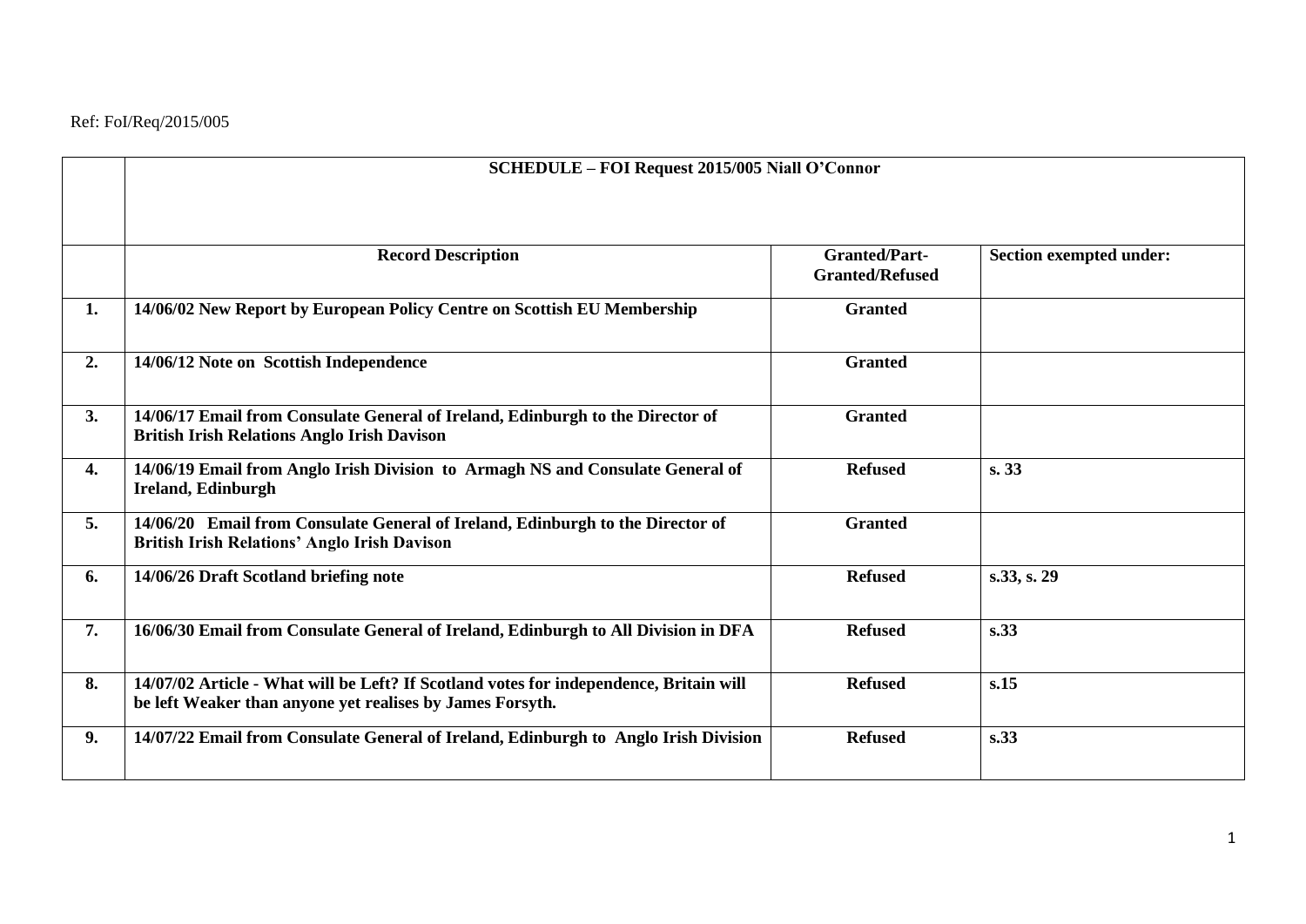Ref: FoI/Req/2015/005

| | **SCHEDULE – FOI Request 2015/005 Niall O'Connor** | | |
|---|---|---|---|
| | **Record Description** | **Granted/Part-Granted/Refused** | **Section exempted under:** |
| **1.** | **14/06/02 New Report by European Policy Centre on Scottish EU Membership** | **Granted** | |
| **2.** | **14/06/12 Note on Scottish Independence** | **Granted** | |
| **3.** | **14/06/17 Email from Consulate General of Ireland, Edinburgh to the Director of British Irish Relations Anglo Irish Davison** | **Granted** | |
| **4.** | **14/06/19 Email from Anglo Irish Division to Armagh NS and Consulate General of Ireland, Edinburgh** | **Refused** | **s. 33** |
| **5.** | **14/06/20 Email from Consulate General of Ireland, Edinburgh to the Director of British Irish Relations' Anglo Irish Davison** | **Granted** | |
| **6.** | **14/06/26 Draft Scotland briefing note** | **Refused** | **s.33, s. 29** |
| **7.** | **16/06/30 Email from Consulate General of Ireland, Edinburgh to All Division in DFA** | **Refused** | **s.33** |
| **8.** | **14/07/02 Article - What will be Left? If Scotland votes for independence, Britain will be left Weaker than anyone yet realises by James Forsyth.** | **Refused** | **s.15** |
| **9.** | **14/07/22 Email from Consulate General of Ireland, Edinburgh to Anglo Irish Division** | **Refused** | **s.33** |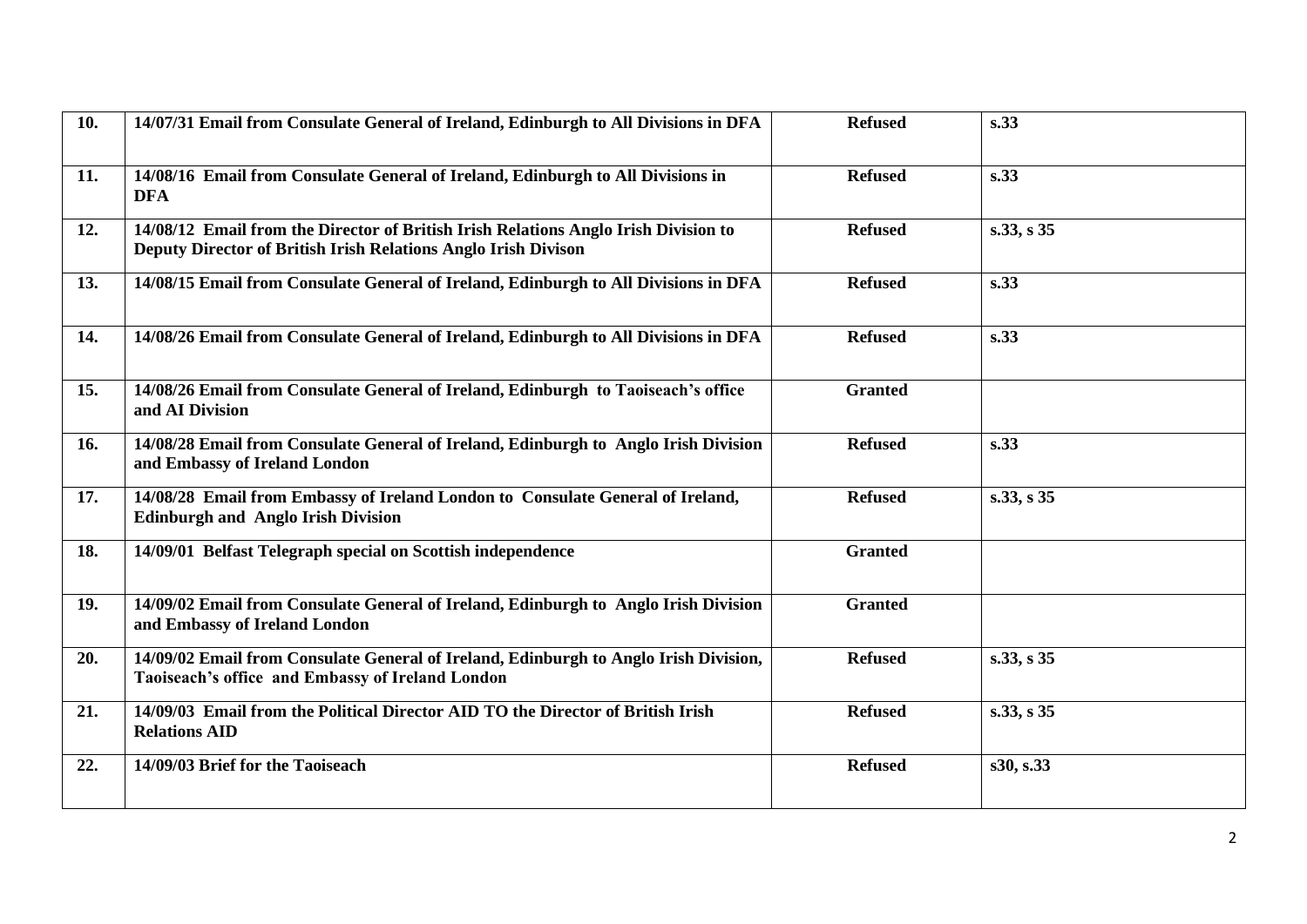| | | | |
|---|---|---|---|
| **10.** | **14/07/31 Email from Consulate General of Ireland, Edinburgh to All Divisions in DFA** | **Refused** | **s.33** |
| **11.** | **14/08/16 Email from Consulate General of Ireland, Edinburgh to All Divisions in DFA** | **Refused** | **s.33** |
| **12.** | **14/08/12 Email from the Director of British Irish Relations Anglo Irish Division to Deputy Director of British Irish Relations Anglo Irish Divison** | **Refused** | **s.33, s 35** |
| **13.** | **14/08/15 Email from Consulate General of Ireland, Edinburgh to All Divisions in DFA** | **Refused** | **s.33** |
| **14.** | **14/08/26 Email from Consulate General of Ireland, Edinburgh to All Divisions in DFA** | **Refused** | **s.33** |
| **15.** | **14/08/26 Email from Consulate General of Ireland, Edinburgh to Taoiseach's office and AI Division** | **Granted** | |
| **16.** | **14/08/28 Email from Consulate General of Ireland, Edinburgh to Anglo Irish Division and Embassy of Ireland London** | **Refused** | **s.33** |
| **17.** | **14/08/28 Email from Embassy of Ireland London to Consulate General of Ireland, Edinburgh and Anglo Irish Division** | **Refused** | **s.33, s 35** |
| **18.** | **14/09/01 Belfast Telegraph special on Scottish independence** | **Granted** | |
| **19.** | **14/09/02 Email from Consulate General of Ireland, Edinburgh to Anglo Irish Division and Embassy of Ireland London** | **Granted** | |
| **20.** | **14/09/02 Email from Consulate General of Ireland, Edinburgh to Anglo Irish Division, Taoiseach's office and Embassy of Ireland London** | **Refused** | **s.33, s 35** |
| **21.** | **14/09/03 Email from the Political Director AID TO the Director of British Irish Relations AID** | **Refused** | **s.33, s 35** |
| **22.** | **14/09/03 Brief for the Taoiseach** | **Refused** | **s30, s.33** |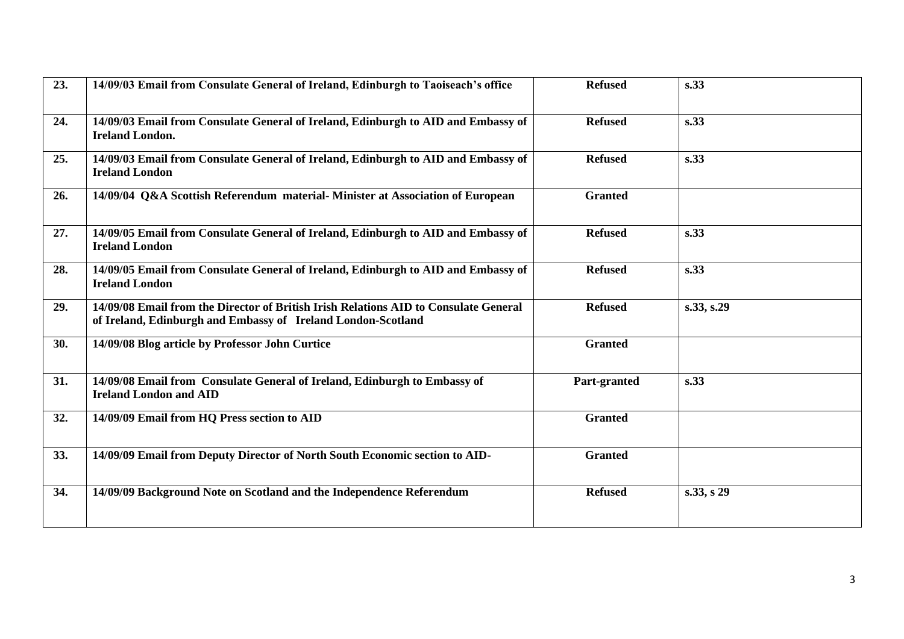| | | | |
|---|---|---|---|
| **23.** | **14/09/03 Email from Consulate General of Ireland, Edinburgh to Taoiseach's office** | **Refused** | **s.33** |
| **24.** | **14/09/03 Email from Consulate General of Ireland, Edinburgh to AID and Embassy of Ireland London.** | **Refused** | **s.33** |
| **25.** | **14/09/03 Email from Consulate General of Ireland, Edinburgh to AID and Embassy of Ireland London** | **Refused** | **s.33** |
| **26.** | **14/09/04 Q&A Scottish Referendum material- Minister at Association of European** | **Granted** | |
| **27.** | **14/09/05 Email from Consulate General of Ireland, Edinburgh to AID and Embassy of Ireland London** | **Refused** | **s.33** |
| **28.** | **14/09/05 Email from Consulate General of Ireland, Edinburgh to AID and Embassy of Ireland London** | **Refused** | **s.33** |
| **29.** | **14/09/08 Email from the Director of British Irish Relations AID to Consulate General of Ireland, Edinburgh and Embassy of Ireland London-Scotland** | **Refused** | **s.33, s.29** |
| **30.** | **14/09/08 Blog article by Professor John Curtice** | **Granted** | |
| **31.** | **14/09/08 Email from Consulate General of Ireland, Edinburgh to Embassy of Ireland London and AID** | **Part-granted** | **s.33** |
| **32.** | **14/09/09 Email from HQ Press section to AID** | **Granted** | |
| **33.** | **14/09/09 Email from Deputy Director of North South Economic section to AID-** | **Granted** | |
| **34.** | **14/09/09 Background Note on Scotland and the Independence Referendum** | **Refused** | **s.33, s 29** |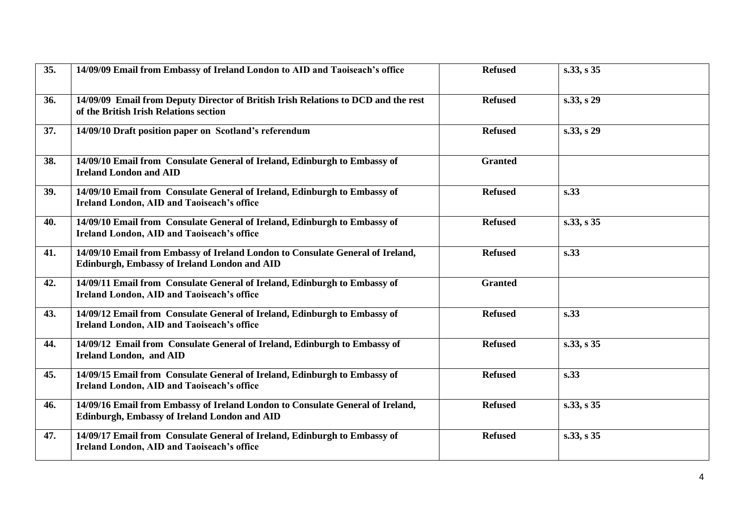| | | | |
|---|---|---|---|
| **35.** | **14/09/09 Email from Embassy of Ireland London to AID and Taoiseach's office** | **Refused** | **s.33, s 35** |
| **36.** | **14/09/09 Email from Deputy Director of British Irish Relations to DCD and the rest of the British Irish Relations section** | **Refused** | **s.33, s 29** |
| **37.** | **14/09/10 Draft position paper on Scotland's referendum** | **Refused** | **s.33, s 29** |
| **38.** | **14/09/10 Email from Consulate General of Ireland, Edinburgh to Embassy of Ireland London and AID** | **Granted** | |
| **39.** | **14/09/10 Email from Consulate General of Ireland, Edinburgh to Embassy of Ireland London, AID and Taoiseach's office** | **Refused** | **s.33** |
| **40.** | **14/09/10 Email from Consulate General of Ireland, Edinburgh to Embassy of Ireland London, AID and Taoiseach's office** | **Refused** | **s.33, s 35** |
| **41.** | **14/09/10 Email from Embassy of Ireland London to Consulate General of Ireland, Edinburgh, Embassy of Ireland London and AID** | **Refused** | **s.33** |
| **42.** | **14/09/11 Email from Consulate General of Ireland, Edinburgh to Embassy of Ireland London, AID and Taoiseach's office** | **Granted** | |
| **43.** | **14/09/12 Email from Consulate General of Ireland, Edinburgh to Embassy of Ireland London, AID and Taoiseach's office** | **Refused** | **s.33** |
| **44.** | **14/09/12 Email from Consulate General of Ireland, Edinburgh to Embassy of Ireland London, and AID** | **Refused** | **s.33, s 35** |
| **45.** | **14/09/15 Email from Consulate General of Ireland, Edinburgh to Embassy of Ireland London, AID and Taoiseach's office** | **Refused** | **s.33** |
| **46.** | **14/09/16 Email from Embassy of Ireland London to Consulate General of Ireland, Edinburgh, Embassy of Ireland London and AID** | **Refused** | **s.33, s 35** |
| **47.** | **14/09/17 Email from Consulate General of Ireland, Edinburgh to Embassy of Ireland London, AID and Taoiseach's office** | **Refused** | **s.33, s 35** |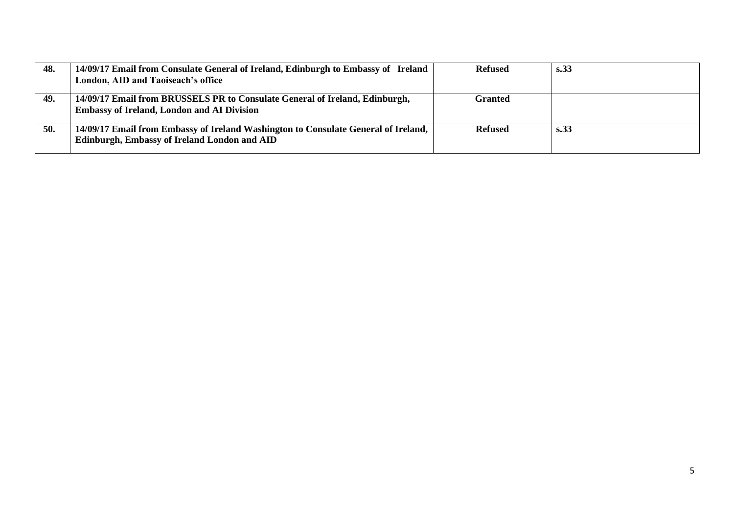| | | | |
|---|---|---|---|
| **48.** | **14/09/17 Email from Consulate General of Ireland, Edinburgh to Embassy of Ireland London, AID and Taoiseach's office** | **Refused** | **s.33** |
| **49.** | **14/09/17 Email from BRUSSELS PR to Consulate General of Ireland, Edinburgh, Embassy of Ireland, London and AI Division** | **Granted** | |
| **50.** | **14/09/17 Email from Embassy of Ireland Washington to Consulate General of Ireland, Edinburgh, Embassy of Ireland London and AID** | **Refused** | **s.33** |